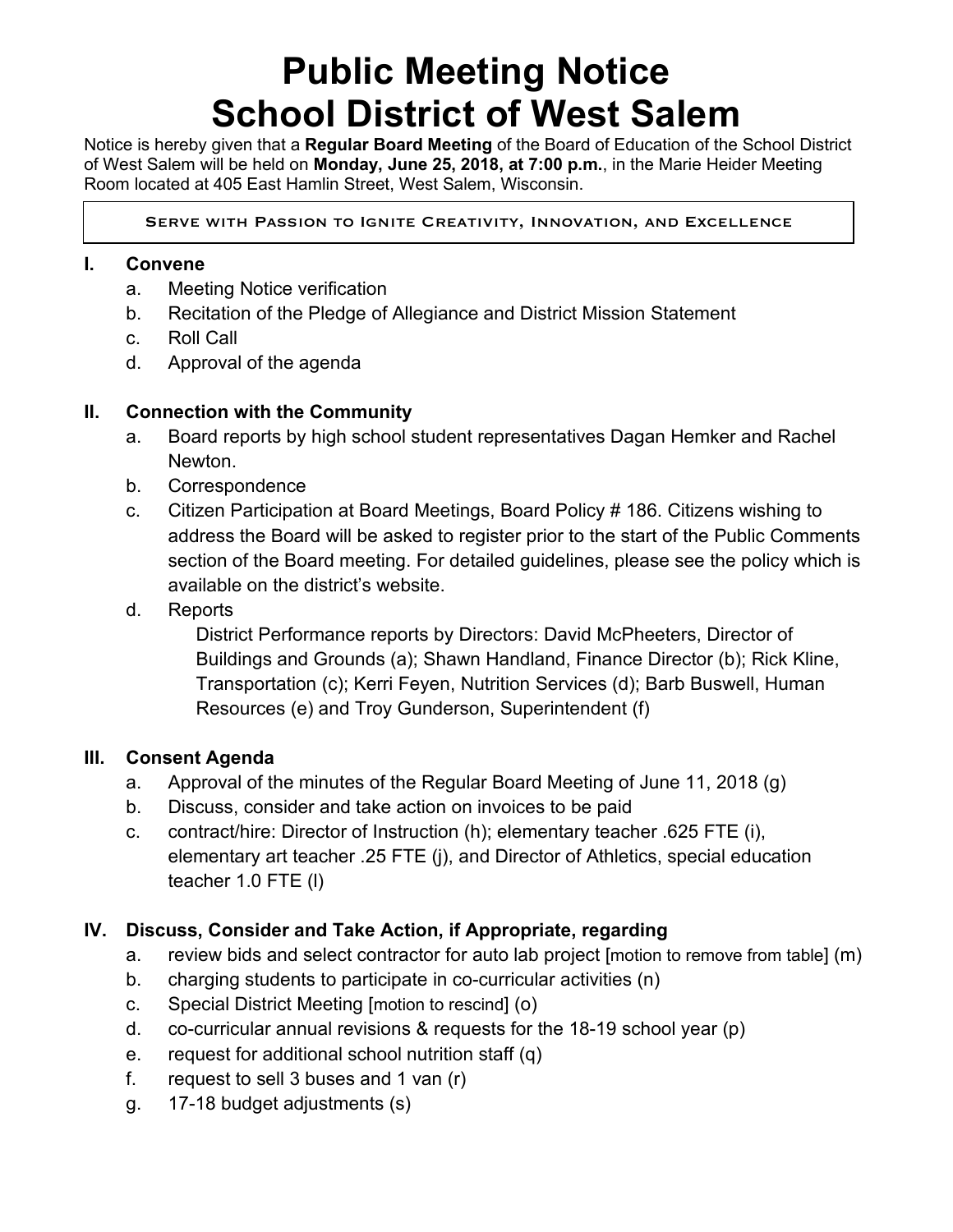# Public Meeting Notice
# School District of West Salem

Notice is hereby given that a **Regular Board Meeting** of the Board of Education of the School District of West Salem will be held on **Monday, June 25, 2018, at 7:00 p.m.**, in the Marie Heider Meeting Room located at 405 East Hamlin Street, West Salem, Wisconsin.

> Serve with Passion to Ignite Creativity, Innovation, and Excellence

## I. Convene

a. Meeting Notice verification
b. Recitation of the Pledge of Allegiance and District Mission Statement
c. Roll Call
d. Approval of the agenda

## II. Connection with the Community

a. Board reports by high school student representatives Dagan Hemker and Rachel Newton.
b. Correspondence
c. Citizen Participation at Board Meetings, Board Policy # 186. Citizens wishing to address the Board will be asked to register prior to the start of the Public Comments section of the Board meeting. For detailed guidelines, please see the policy which is available on the district's website.
d. Reports
   District Performance reports by Directors: David McPheeters, Director of Buildings and Grounds (a); Shawn Handland, Finance Director (b); Rick Kline, Transportation (c); Kerri Feyen, Nutrition Services (d); Barb Buswell, Human Resources (e) and Troy Gunderson, Superintendent (f)

## III. Consent Agenda

a. Approval of the minutes of the Regular Board Meeting of June 11, 2018 (g)
b. Discuss, consider and take action on invoices to be paid
c. contract/hire: Director of Instruction (h); elementary teacher .625 FTE (i), elementary art teacher .25 FTE (j), and Director of Athletics, special education teacher 1.0 FTE (l)

## IV. Discuss, Consider and Take Action, if Appropriate, regarding

a. review bids and select contractor for auto lab project [motion to remove from table] (m)
b. charging students to participate in co-curricular activities (n)
c. Special District Meeting [motion to rescind] (o)
d. co-curricular annual revisions & requests for the 18-19 school year (p)
e. request for additional school nutrition staff (q)
f. request to sell 3 buses and 1 van (r)
g. 17-18 budget adjustments (s)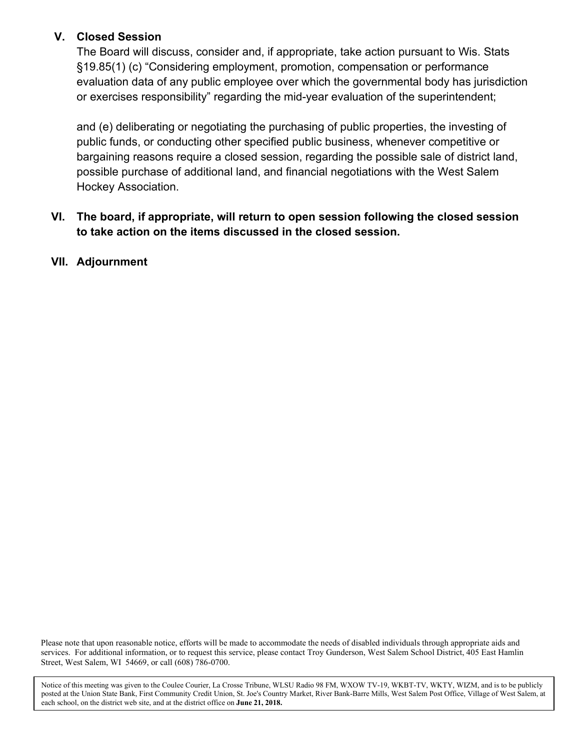**V. Closed Session**

The Board will discuss, consider and, if appropriate, take action pursuant to Wis. Stats §19.85(1) (c) "Considering employment, promotion, compensation or performance evaluation data of any public employee over which the governmental body has jurisdiction or exercises responsibility" regarding the mid-year evaluation of the superintendent;

and (e) deliberating or negotiating the purchasing of public properties, the investing of public funds, or conducting other specified public business, whenever competitive or bargaining reasons require a closed session, regarding the possible sale of district land, possible purchase of additional land, and financial negotiations with the West Salem Hockey Association.

**VI. The board, if appropriate, will return to open session following the closed session to take action on the items discussed in the closed session.**

**VII. Adjournment**

Please note that upon reasonable notice, efforts will be made to accommodate the needs of disabled individuals through appropriate aids and services. For additional information, or to request this service, please contact Troy Gunderson, West Salem School District, 405 East Hamlin Street, West Salem, WI 54669, or call (608) 786-0700.

Notice of this meeting was given to the Coulee Courier, La Crosse Tribune, WLSU Radio 98 FM, WXOW TV-19, WKBT-TV, WKTY, WIZM, and is to be publicly posted at the Union State Bank, First Community Credit Union, St. Joe's Country Market, River Bank-Barre Mills, West Salem Post Office, Village of West Salem, at each school, on the district web site, and at the district office on **June 21, 2018.**